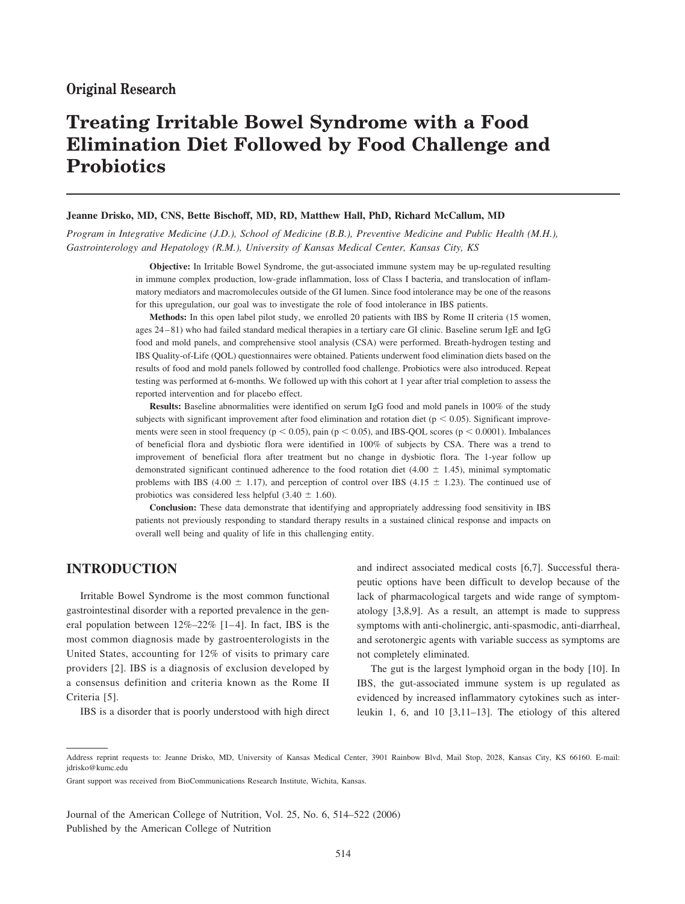Original Research

# Treating Irritable Bowel Syndrome with a Food Elimination Diet Followed by Food Challenge and Probiotics

**Jeanne Drisko, MD, CNS, Bette Bischoff, MD, RD, Matthew Hall, PhD, Richard McCallum, MD**

*Program in Integrative Medicine (J.D.), School of Medicine (B.B.), Preventive Medicine and Public Health (M.H.), Gastroenterology and Hepatology (R.M.), University of Kansas Medical Center, Kansas City, KS*

**Objective:** In Irritable Bowel Syndrome, the gut-associated immune system may be up-regulated resulting in immune complex production, low-grade inflammation, loss of Class I bacteria, and translocation of inflammatory mediators and macromolecules outside of the GI lumen. Since food intolerance may be one of the reasons for this upregulation, our goal was to investigate the role of food intolerance in IBS patients.

**Methods:** In this open label pilot study, we enrolled 20 patients with IBS by Rome II criteria (15 women, ages 24–81) who had failed standard medical therapies in a tertiary care GI clinic. Baseline serum IgE and IgG food and mold panels, and comprehensive stool analysis (CSA) were performed. Breath-hydrogen testing and IBS Quality-of-Life (QOL) questionnaires were obtained. Patients underwent food elimination diets based on the results of food and mold panels followed by controlled food challenge. Probiotics were also introduced. Repeat testing was performed at 6-months. We followed up with this cohort at 1 year after trial completion to assess the reported intervention and for placebo effect.

**Results:** Baseline abnormalities were identified on serum IgG food and mold panels in 100% of the study subjects with significant improvement after food elimination and rotation diet ($p < 0.05$). Significant improvements were seen in stool frequency ($p < 0.05$), pain ($p < 0.05$), and IBS-QOL scores ($p < 0.0001$). Imbalances of beneficial flora and dysbiotic flora were identified in 100% of subjects by CSA. There was a trend to improvement of beneficial flora after treatment but no change in dysbiotic flora. The 1-year follow up demonstrated significant continued adherence to the food rotation diet ($4.00 \pm 1.45$), minimal symptomatic problems with IBS ($4.00 \pm 1.17$), and perception of control over IBS ($4.15 \pm 1.23$). The continued use of probiotics was considered less helpful ($3.40 \pm 1.60$).

**Conclusion:** These data demonstrate that identifying and appropriately addressing food sensitivity in IBS patients not previously responding to standard therapy results in a sustained clinical response and impacts on overall well being and quality of life in this challenging entity.

## INTRODUCTION

Irritable Bowel Syndrome is the most common functional gastrointestinal disorder with a reported prevalence in the general population between 12%–22% [1–4]. In fact, IBS is the most common diagnosis made by gastroenterologists in the United States, accounting for 12% of visits to primary care providers [2]. IBS is a diagnosis of exclusion developed by a consensus definition and criteria known as the Rome II Criteria [5].

IBS is a disorder that is poorly understood with high direct and indirect associated medical costs [6,7]. Successful therapeutic options have been difficult to develop because of the lack of pharmacological targets and wide range of symptomatology [3,8,9]. As a result, an attempt is made to suppress symptoms with anti-cholinergic, anti-spasmodic, anti-diarrheal, and serotonergic agents with variable success as symptoms are not completely eliminated.

The gut is the largest lymphoid organ in the body [10]. In IBS, the gut-associated immune system is up regulated as evidenced by increased inflammatory cytokines such as interleukin 1, 6, and 10 [3,11–13]. The etiology of this altered

---

Address reprint requests to: Jeanne Drisko, MD, University of Kansas Medical Center, 3901 Rainbow Blvd, Mail Stop, 2028, Kansas City, KS 66160. E-mail: jdrisko@kumc.edu

Grant support was received from BioCommunications Research Institute, Wichita, Kansas.

Journal of the American College of Nutrition, Vol. 25, No. 6, 514–522 (2006)
Published by the American College of Nutrition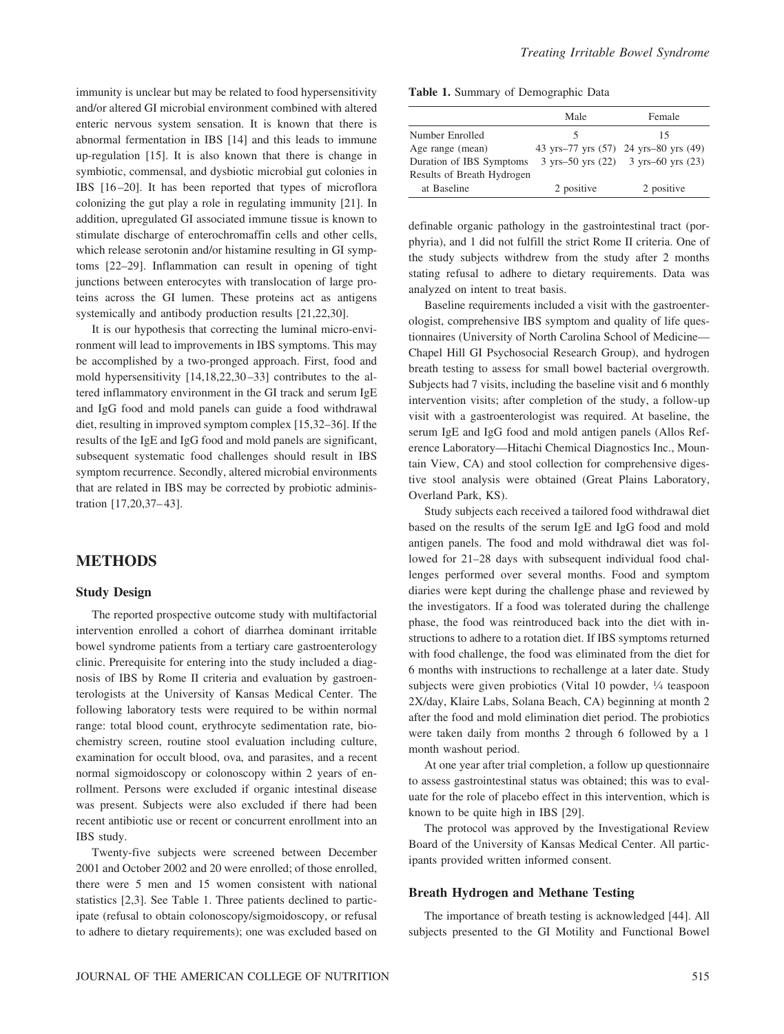immunity is unclear but may be related to food hypersensitivity and/or altered GI microbial environment combined with altered enteric nervous system sensation. It is known that there is abnormal fermentation in IBS [14] and this leads to immune up-regulation [15]. It is also known that there is change in symbiotic, commensal, and dysbiotic microbial gut colonies in IBS [16–20]. It has been reported that types of microflora colonizing the gut play a role in regulating immunity [21]. In addition, upregulated GI associated immune tissue is known to stimulate discharge of enterochromaffin cells and other cells, which release serotonin and/or histamine resulting in GI symptoms [22–29]. Inflammation can result in opening of tight junctions between enterocytes with translocation of large proteins across the GI lumen. These proteins act as antigens systemically and antibody production results [21,22,30].

It is our hypothesis that correcting the luminal micro-environment will lead to improvements in IBS symptoms. This may be accomplished by a two-pronged approach. First, food and mold hypersensitivity [14,18,22,30–33] contributes to the altered inflammatory environment in the GI track and serum IgE and IgG food and mold panels can guide a food withdrawal diet, resulting in improved symptom complex [15,32–36]. If the results of the IgE and IgG food and mold panels are significant, subsequent systematic food challenges should result in IBS symptom recurrence. Secondly, altered microbial environments that are related in IBS may be corrected by probiotic administration [17,20,37–43].

## METHODS

### Study Design

The reported prospective outcome study with multifactorial intervention enrolled a cohort of diarrhea dominant irritable bowel syndrome patients from a tertiary care gastroenterology clinic. Prerequisite for entering into the study included a diagnosis of IBS by Rome II criteria and evaluation by gastroenterologists at the University of Kansas Medical Center. The following laboratory tests were required to be within normal range: total blood count, erythrocyte sedimentation rate, biochemistry screen, routine stool evaluation including culture, examination for occult blood, ova, and parasites, and a recent normal sigmoidoscopy or colonoscopy within 2 years of enrollment. Persons were excluded if organic intestinal disease was present. Subjects were also excluded if there had been recent antibiotic use or recent or concurrent enrollment into an IBS study.

Twenty-five subjects were screened between December 2001 and October 2002 and 20 were enrolled; of those enrolled, there were 5 men and 15 women consistent with national statistics [2,3]. See Table 1. Three patients declined to participate (refusal to obtain colonoscopy/sigmoidoscopy, or refusal to adhere to dietary requirements); one was excluded based on definable organic pathology in the gastrointestinal tract (porphyria), and 1 did not fulfill the strict Rome II criteria. One of the study subjects withdrew from the study after 2 months stating refusal to adhere to dietary requirements. Data was analyzed on intent to treat basis.

**Table 1.** Summary of Demographic Data

| | Male | Female |
|---|---|---|
| Number Enrolled | 5 | 15 |
| Age range (mean) | 43 yrs–77 yrs (57) | 24 yrs–80 yrs (49) |
| Duration of IBS Symptoms | 3 yrs–50 yrs (22) | 3 yrs–60 yrs (23) |
| Results of Breath Hydrogen at Baseline | 2 positive | 2 positive |

Baseline requirements included a visit with the gastroenterologist, comprehensive IBS symptom and quality of life questionnaires (University of North Carolina School of Medicine—Chapel Hill GI Psychosocial Research Group), and hydrogen breath testing to assess for small bowel bacterial overgrowth. Subjects had 7 visits, including the baseline visit and 6 monthly intervention visits; after completion of the study, a follow-up visit with a gastroenterologist was required. At baseline, the serum IgE and IgG food and mold antigen panels (Allos Reference Laboratory—Hitachi Chemical Diagnostics Inc., Mountain View, CA) and stool collection for comprehensive digestive stool analysis were obtained (Great Plains Laboratory, Overland Park, KS).

Study subjects each received a tailored food withdrawal diet based on the results of the serum IgE and IgG food and mold antigen panels. The food and mold withdrawal diet was followed for 21–28 days with subsequent individual food challenges performed over several months. Food and symptom diaries were kept during the challenge phase and reviewed by the investigators. If a food was tolerated during the challenge phase, the food was reintroduced back into the diet with instructions to adhere to a rotation diet. If IBS symptoms returned with food challenge, the food was eliminated from the diet for 6 months with instructions to rechallenge at a later date. Study subjects were given probiotics (Vital 10 powder, ¼ teaspoon 2X/day, Klaire Labs, Solana Beach, CA) beginning at month 2 after the food and mold elimination diet period. The probiotics were taken daily from months 2 through 6 followed by a 1 month washout period.

At one year after trial completion, a follow up questionnaire to assess gastrointestinal status was obtained; this was to evaluate for the role of placebo effect in this intervention, which is known to be quite high in IBS [29].

The protocol was approved by the Investigational Review Board of the University of Kansas Medical Center. All participants provided written informed consent.

### Breath Hydrogen and Methane Testing

The importance of breath testing is acknowledged [44]. All subjects presented to the GI Motility and Functional Bowel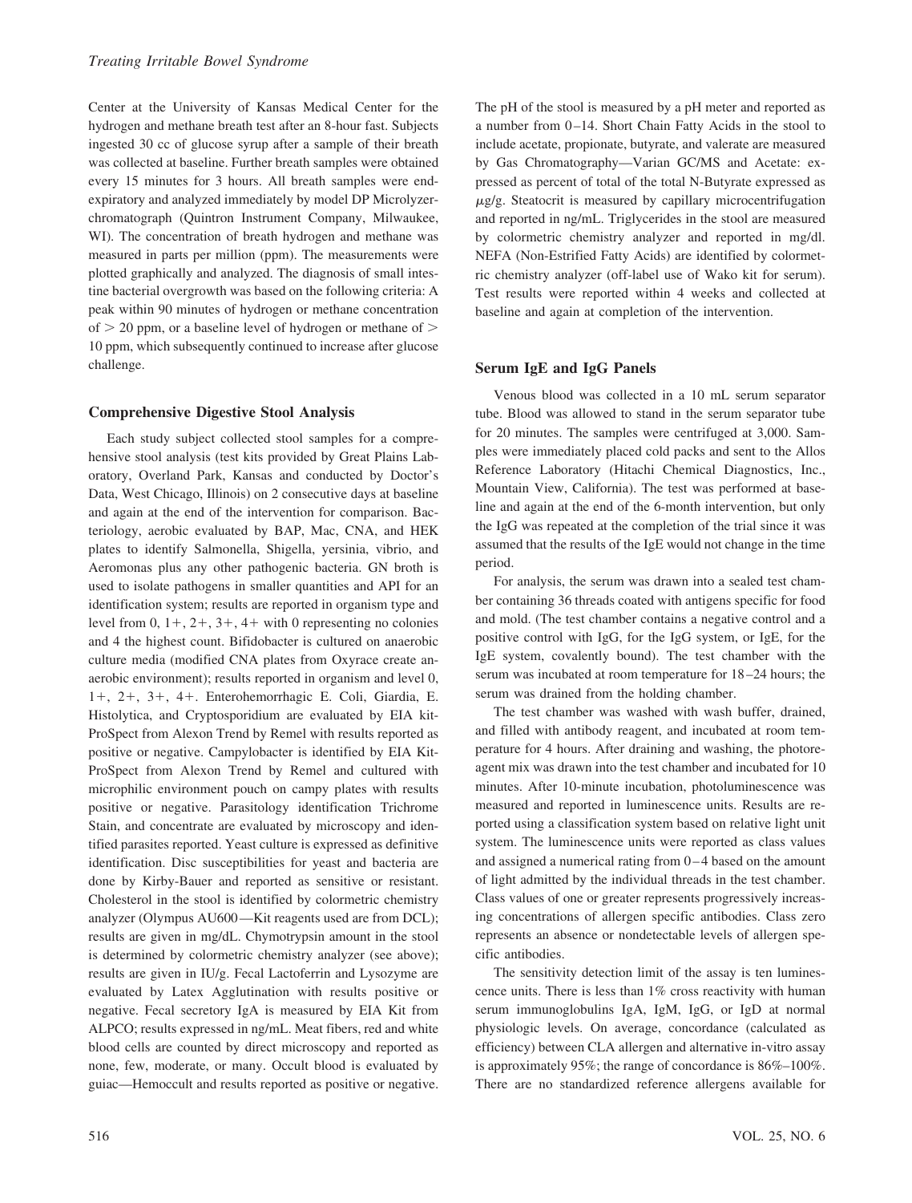Center at the University of Kansas Medical Center for the hydrogen and methane breath test after an 8-hour fast. Subjects ingested 30 cc of glucose syrup after a sample of their breath was collected at baseline. Further breath samples were obtained every 15 minutes for 3 hours. All breath samples were end-expiratory and analyzed immediately by model DP Microlyzer-chromatograph (Quintron Instrument Company, Milwaukee, WI). The concentration of breath hydrogen and methane was measured in parts per million (ppm). The measurements were plotted graphically and analyzed. The diagnosis of small intestine bacterial overgrowth was based on the following criteria: A peak within 90 minutes of hydrogen or methane concentration of > 20 ppm, or a baseline level of hydrogen or methane of > 10 ppm, which subsequently continued to increase after glucose challenge.

### Comprehensive Digestive Stool Analysis

Each study subject collected stool samples for a comprehensive stool analysis (test kits provided by Great Plains Laboratory, Overland Park, Kansas and conducted by Doctor's Data, West Chicago, Illinois) on 2 consecutive days at baseline and again at the end of the intervention for comparison. Bacteriology, aerobic evaluated by BAP, Mac, CNA, and HEK plates to identify Salmonella, Shigella, yersinia, vibrio, and Aeromonas plus any other pathogenic bacteria. GN broth is used to isolate pathogens in smaller quantities and API for an identification system; results are reported in organism type and level from 0, 1+, 2+, 3+, 4+ with 0 representing no colonies and 4 the highest count. Bifidobacter is cultured on anaerobic culture media (modified CNA plates from Oxyrace create anaerobic environment); results reported in organism and level 0, 1+, 2+, 3+, 4+. Enterohemorrhagic E. Coli, Giardia, E. Histolytica, and Cryptosporidium are evaluated by EIA kit-ProSpect from Alexon Trend by Remel with results reported as positive or negative. Campylobacter is identified by EIA Kit-ProSpect from Alexon Trend by Remel and cultured with microphilic environment pouch on campy plates with results positive or negative. Parasitology identification Trichrome Stain, and concentrate are evaluated by microscopy and identified parasites reported. Yeast culture is expressed as definitive identification. Disc susceptibilities for yeast and bacteria are done by Kirby-Bauer and reported as sensitive or resistant. Cholesterol in the stool is identified by colormetric chemistry analyzer (Olympus AU600—Kit reagents used are from DCL); results are given in mg/dL. Chymotrypsin amount in the stool is determined by colormetric chemistry analyzer (see above); results are given in IU/g. Fecal Lactoferrin and Lysozyme are evaluated by Latex Agglutination with results positive or negative. Fecal secretory IgA is measured by EIA Kit from ALPCO; results expressed in ng/mL. Meat fibers, red and white blood cells are counted by direct microscopy and reported as none, few, moderate, or many. Occult blood is evaluated by guiac—Hemoccult and results reported as positive or negative. The pH of the stool is measured by a pH meter and reported as a number from 0–14. Short Chain Fatty Acids in the stool to include acetate, propionate, butyrate, and valerate are measured by Gas Chromatography—Varian GC/MS and Acetate: expressed as percent of total of the total N-Butyrate expressed as $\mu$g/g. Steatocrit is measured by capillary microcentrifugation and reported in ng/mL. Triglycerides in the stool are measured by colormetric chemistry analyzer and reported in mg/dl. NEFA (Non-Estrified Fatty Acids) are identified by colormetric chemistry analyzer (off-label use of Wako kit for serum). Test results were reported within 4 weeks and collected at baseline and again at completion of the intervention.

### Serum IgE and IgG Panels

Venous blood was collected in a 10 mL serum separator tube. Blood was allowed to stand in the serum separator tube for 20 minutes. The samples were centrifuged at 3,000. Samples were immediately placed cold packs and sent to the Allos Reference Laboratory (Hitachi Chemical Diagnostics, Inc., Mountain View, California). The test was performed at baseline and again at the end of the 6-month intervention, but only the IgG was repeated at the completion of the trial since it was assumed that the results of the IgE would not change in the time period.

For analysis, the serum was drawn into a sealed test chamber containing 36 threads coated with antigens specific for food and mold. (The test chamber contains a negative control and a positive control with IgG, for the IgG system, or IgE, for the IgE system, covalently bound). The test chamber with the serum was incubated at room temperature for 18–24 hours; the serum was drained from the holding chamber.

The test chamber was washed with wash buffer, drained, and filled with antibody reagent, and incubated at room temperature for 4 hours. After draining and washing, the photoreagent mix was drawn into the test chamber and incubated for 10 minutes. After 10-minute incubation, photoluminescence was measured and reported in luminescence units. Results are reported using a classification system based on relative light unit system. The luminescence units were reported as class values and assigned a numerical rating from 0–4 based on the amount of light admitted by the individual threads in the test chamber. Class values of one or greater represents progressively increasing concentrations of allergen specific antibodies. Class zero represents an absence or nondetectable levels of allergen specific antibodies.

The sensitivity detection limit of the assay is ten luminescence units. There is less than 1% cross reactivity with human serum immunoglobulins IgA, IgM, IgG, or IgD at normal physiologic levels. On average, concordance (calculated as efficiency) between CLA allergen and alternative in-vitro assay is approximately 95%; the range of concordance is 86%–100%. There are no standardized reference allergens available for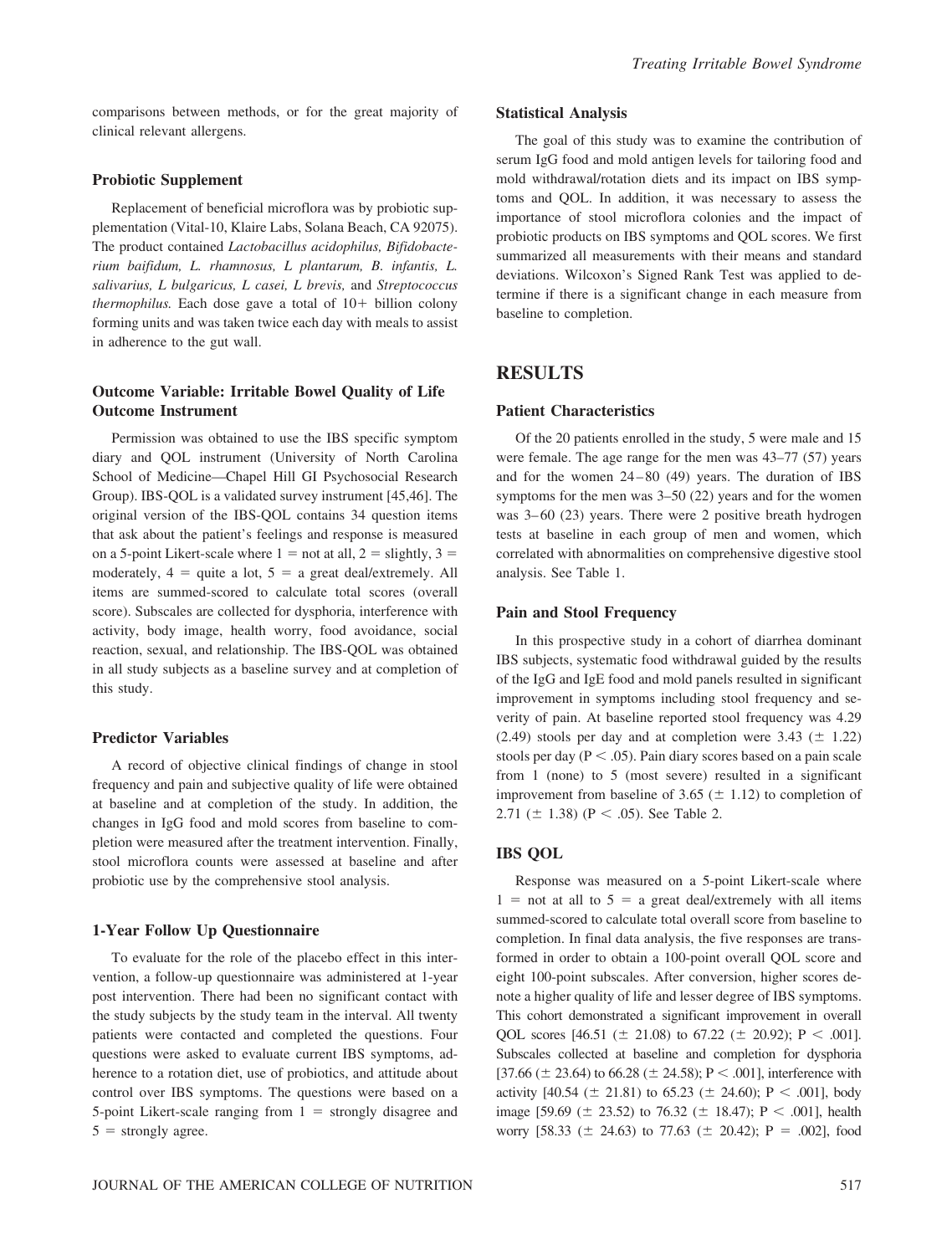comparisons between methods, or for the great majority of clinical relevant allergens.

### Probiotic Supplement

Replacement of beneficial microflora was by probiotic supplementation (Vital-10, Klaire Labs, Solana Beach, CA 92075). The product contained *Lactobacillus acidophilus, Bifidobacterium baifidum, L. rhamnosus, L plantarum, B. infantis, L. salivarius, L bulgaricus, L casei, L brevis,* and *Streptococcus thermophilus.* Each dose gave a total of 10+ billion colony forming units and was taken twice each day with meals to assist in adherence to the gut wall.

### Outcome Variable: Irritable Bowel Quality of Life Outcome Instrument

Permission was obtained to use the IBS specific symptom diary and QOL instrument (University of North Carolina School of Medicine—Chapel Hill GI Psychosocial Research Group). IBS-QOL is a validated survey instrument [45,46]. The original version of the IBS-QOL contains 34 question items that ask about the patient's feelings and response is measured on a 5-point Likert-scale where 1 = not at all, 2 = slightly, 3 = moderately, 4 = quite a lot, 5 = a great deal/extremely. All items are summed-scored to calculate total scores (overall score). Subscales are collected for dysphoria, interference with activity, body image, health worry, food avoidance, social reaction, sexual, and relationship. The IBS-QOL was obtained in all study subjects as a baseline survey and at completion of this study.

### Predictor Variables

A record of objective clinical findings of change in stool frequency and pain and subjective quality of life were obtained at baseline and at completion of the study. In addition, the changes in IgG food and mold scores from baseline to completion were measured after the treatment intervention. Finally, stool microflora counts were assessed at baseline and after probiotic use by the comprehensive stool analysis.

### 1-Year Follow Up Questionnaire

To evaluate for the role of the placebo effect in this intervention, a follow-up questionnaire was administered at 1-year post intervention. There had been no significant contact with the study subjects by the study team in the interval. All twenty patients were contacted and completed the questions. Four questions were asked to evaluate current IBS symptoms, adherence to a rotation diet, use of probiotics, and attitude about control over IBS symptoms. The questions were based on a 5-point Likert-scale ranging from 1 = strongly disagree and 5 = strongly agree.

### Statistical Analysis

The goal of this study was to examine the contribution of serum IgG food and mold antigen levels for tailoring food and mold withdrawal/rotation diets and its impact on IBS symptoms and QOL. In addition, it was necessary to assess the importance of stool microflora colonies and the impact of probiotic products on IBS symptoms and QOL scores. We first summarized all measurements with their means and standard deviations. Wilcoxon's Signed Rank Test was applied to determine if there is a significant change in each measure from baseline to completion.

## RESULTS

### Patient Characteristics

Of the 20 patients enrolled in the study, 5 were male and 15 were female. The age range for the men was 43–77 (57) years and for the women 24–80 (49) years. The duration of IBS symptoms for the men was 3–50 (22) years and for the women was 3–60 (23) years. There were 2 positive breath hydrogen tests at baseline in each group of men and women, which correlated with abnormalities on comprehensive digestive stool analysis. See Table 1.

### Pain and Stool Frequency

In this prospective study in a cohort of diarrhea dominant IBS subjects, systematic food withdrawal guided by the results of the IgG and IgE food and mold panels resulted in significant improvement in symptoms including stool frequency and severity of pain. At baseline reported stool frequency was 4.29 (2.49) stools per day and at completion were 3.43 (± 1.22) stools per day ($P < .05$). Pain diary scores based on a pain scale from 1 (none) to 5 (most severe) resulted in a significant improvement from baseline of 3.65 (± 1.12) to completion of 2.71 (± 1.38) ($P < .05$). See Table 2.

### IBS QOL

Response was measured on a 5-point Likert-scale where 1 = not at all to 5 = a great deal/extremely with all items summed-scored to calculate total overall score from baseline to completion. In final data analysis, the five responses are transformed in order to obtain a 100-point overall QOL score and eight 100-point subscales. After conversion, higher scores denote a higher quality of life and lesser degree of IBS symptoms. This cohort demonstrated a significant improvement in overall QOL scores [46.51 (± 21.08) to 67.22 (± 20.92); $P < .001$]. Subscales collected at baseline and completion for dysphoria [37.66 (± 23.64) to 66.28 (± 24.58); $P < .001$], interference with activity [40.54 (± 21.81) to 65.23 (± 24.60); $P < .001$], body image [59.69 (± 23.52) to 76.32 (± 18.47); $P < .001$], health worry [58.33 (± 24.63) to 77.63 (± 20.42); $P = .002$], food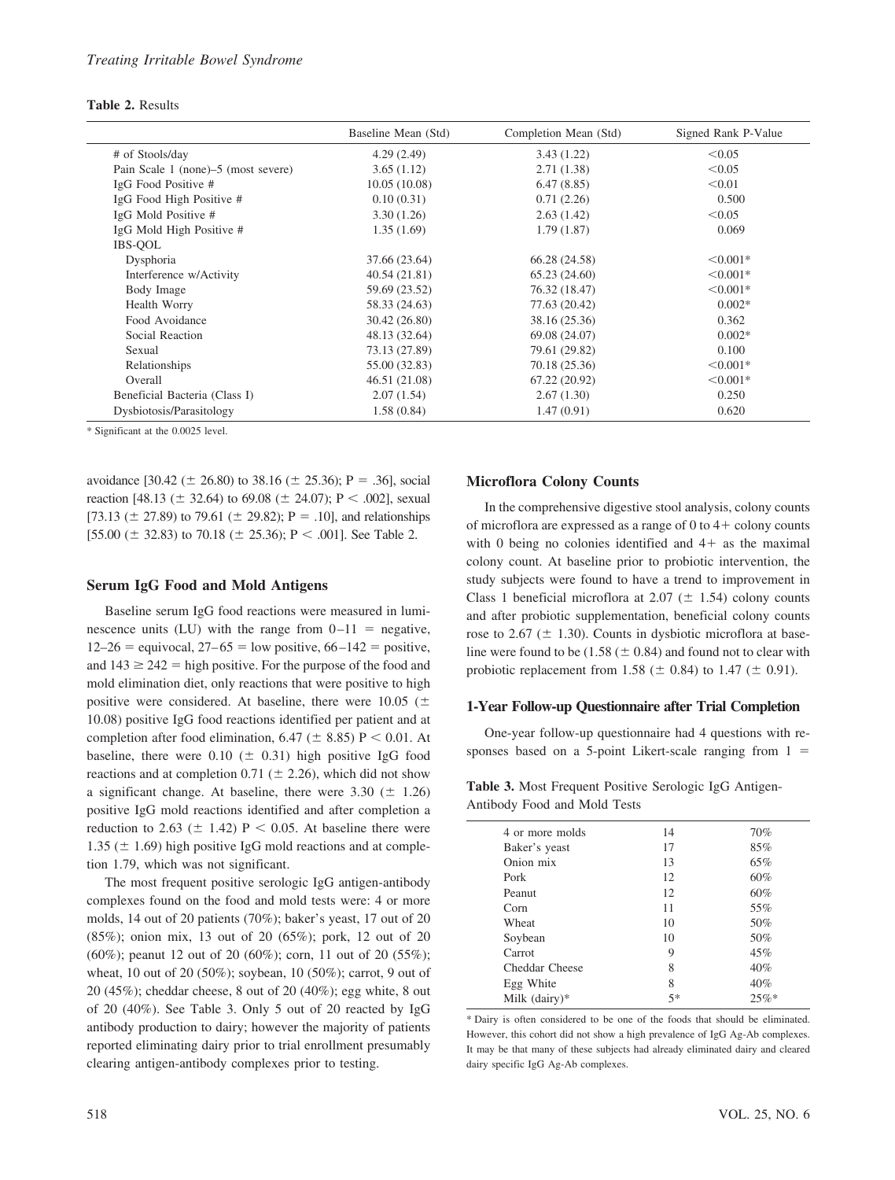**Table 2.** Results

| | Baseline Mean (Std) | Completion Mean (Std) | Signed Rank P-Value |
|---|---|---|---|
| # of Stools/day | 4.29 (2.49) | 3.43 (1.22) | <0.05 |
| Pain Scale 1 (none)–5 (most severe) | 3.65 (1.12) | 2.71 (1.38) | <0.05 |
| IgG Food Positive # | 10.05 (10.08) | 6.47 (8.85) | <0.01 |
| IgG Food High Positive # | 0.10 (0.31) | 0.71 (2.26) | 0.500 |
| IgG Mold Positive # | 3.30 (1.26) | 2.63 (1.42) | <0.05 |
| IgG Mold High Positive # | 1.35 (1.69) | 1.79 (1.87) | 0.069 |
| IBS-QOL | | | |
| Dysphoria | 37.66 (23.64) | 66.28 (24.58) | <0.001* |
| Interference w/Activity | 40.54 (21.81) | 65.23 (24.60) | <0.001* |
| Body Image | 59.69 (23.52) | 76.32 (18.47) | <0.001* |
| Health Worry | 58.33 (24.63) | 77.63 (20.42) | 0.002* |
| Food Avoidance | 30.42 (26.80) | 38.16 (25.36) | 0.362 |
| Social Reaction | 48.13 (32.64) | 69.08 (24.07) | 0.002* |
| Sexual | 73.13 (27.89) | 79.61 (29.82) | 0.100 |
| Relationships | 55.00 (32.83) | 70.18 (25.36) | <0.001* |
| Overall | 46.51 (21.08) | 67.22 (20.92) | <0.001* |
| Beneficial Bacteria (Class I) | 2.07 (1.54) | 2.67 (1.30) | 0.250 |
| Dysbiotosis/Parasitology | 1.58 (0.84) | 1.47 (0.91) | 0.620 |

\* Significant at the 0.0025 level.

avoidance [30.42 (± 26.80) to 38.16 (± 25.36); P = .36], social reaction [48.13 (± 32.64) to 69.08 (± 24.07); P < .002], sexual [73.13 (± 27.89) to 79.61 (± 29.82); P = .10], and relationships [55.00 (± 32.83) to 70.18 (± 25.36); P < .001]. See Table 2.

### Serum IgG Food and Mold Antigens

Baseline serum IgG food reactions were measured in luminescence units (LU) with the range from 0–11 = negative, 12–26 = equivocal, 27–65 = low positive, 66–142 = positive, and 143 ≥ 242 = high positive. For the purpose of the food and mold elimination diet, only reactions that were positive to high positive were considered. At baseline, there were 10.05 (± 10.08) positive IgG food reactions identified per patient and at completion after food elimination, 6.47 (± 8.85) P < 0.01. At baseline, there were 0.10 (± 0.31) high positive IgG food reactions and at completion 0.71 (± 2.26), which did not show a significant change. At baseline, there were 3.30 (± 1.26) positive IgG mold reactions identified and after completion a reduction to 2.63 (± 1.42) P < 0.05. At baseline there were 1.35 (± 1.69) high positive IgG mold reactions and at completion 1.79, which was not significant.

The most frequent positive serologic IgG antigen-antibody complexes found on the food and mold tests were: 4 or more molds, 14 out of 20 patients (70%); baker's yeast, 17 out of 20 (85%); onion mix, 13 out of 20 (65%); pork, 12 out of 20 (60%); peanut 12 out of 20 (60%); corn, 11 out of 20 (55%); wheat, 10 out of 20 (50%); soybean, 10 (50%); carrot, 9 out of 20 (45%); cheddar cheese, 8 out of 20 (40%); egg white, 8 out of 20 (40%). See Table 3. Only 5 out of 20 reacted by IgG antibody production to dairy; however the majority of patients reported eliminating dairy prior to trial enrollment presumably clearing antigen-antibody complexes prior to testing.

### Microflora Colony Counts

In the comprehensive digestive stool analysis, colony counts of microflora are expressed as a range of 0 to 4+ colony counts with 0 being no colonies identified and 4+ as the maximal colony count. At baseline prior to probiotic intervention, the study subjects were found to have a trend to improvement in Class 1 beneficial microflora at 2.07 (± 1.54) colony counts and after probiotic supplementation, beneficial colony counts rose to 2.67 (± 1.30). Counts in dysbiotic microflora at baseline were found to be (1.58 (± 0.84) and found not to clear with probiotic replacement from 1.58 (± 0.84) to 1.47 (± 0.91).

### 1-Year Follow-up Questionnaire after Trial Completion

One-year follow-up questionnaire had 4 questions with responses based on a 5-point Likert-scale ranging from 1 =

**Table 3.** Most Frequent Positive Serologic IgG Antigen-Antibody Food and Mold Tests

| | | |
|---|---|---|
| 4 or more molds | 14 | 70% |
| Baker's yeast | 17 | 85% |
| Onion mix | 13 | 65% |
| Pork | 12 | 60% |
| Peanut | 12 | 60% |
| Corn | 11 | 55% |
| Wheat | 10 | 50% |
| Soybean | 10 | 50% |
| Carrot | 9 | 45% |
| Cheddar Cheese | 8 | 40% |
| Egg White | 8 | 40% |
| Milk (dairy)* | 5* | 25%* |

\* Dairy is often considered to be one of the foods that should be eliminated. However, this cohort did not show a high prevalence of IgG Ag-Ab complexes. It may be that many of these subjects had already eliminated dairy and cleared dairy specific IgG Ag-Ab complexes.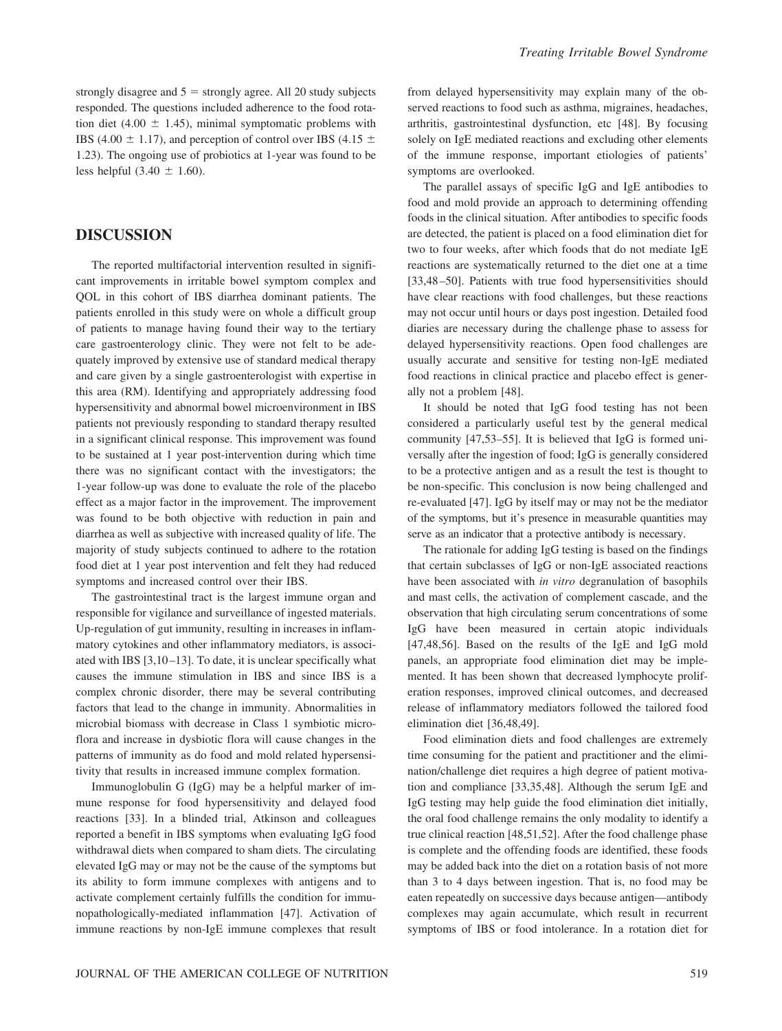strongly disagree and 5 = strongly agree. All 20 study subjects responded. The questions included adherence to the food rotation diet (4.00 ± 1.45), minimal symptomatic problems with IBS (4.00 ± 1.17), and perception of control over IBS (4.15 ± 1.23). The ongoing use of probiotics at 1-year was found to be less helpful (3.40 ± 1.60).

## DISCUSSION

The reported multifactorial intervention resulted in significant improvements in irritable bowel symptom complex and QOL in this cohort of IBS diarrhea dominant patients. The patients enrolled in this study were on whole a difficult group of patients to manage having found their way to the tertiary care gastroenterology clinic. They were not felt to be adequately improved by extensive use of standard medical therapy and care given by a single gastroenterologist with expertise in this area (RM). Identifying and appropriately addressing food hypersensitivity and abnormal bowel microenvironment in IBS patients not previously responding to standard therapy resulted in a significant clinical response. This improvement was found to be sustained at 1 year post-intervention during which time there was no significant contact with the investigators; the 1-year follow-up was done to evaluate the role of the placebo effect as a major factor in the improvement. The improvement was found to be both objective with reduction in pain and diarrhea as well as subjective with increased quality of life. The majority of study subjects continued to adhere to the rotation food diet at 1 year post intervention and felt they had reduced symptoms and increased control over their IBS.

The gastrointestinal tract is the largest immune organ and responsible for vigilance and surveillance of ingested materials. Up-regulation of gut immunity, resulting in increases in inflammatory cytokines and other inflammatory mediators, is associated with IBS [3,10–13]. To date, it is unclear specifically what causes the immune stimulation in IBS and since IBS is a complex chronic disorder, there may be several contributing factors that lead to the change in immunity. Abnormalities in microbial biomass with decrease in Class 1 symbiotic microflora and increase in dysbiotic flora will cause changes in the patterns of immunity as do food and mold related hypersensitivity that results in increased immune complex formation.

Immunoglobulin G (IgG) may be a helpful marker of immune response for food hypersensitivity and delayed food reactions [33]. In a blinded trial, Atkinson and colleagues reported a benefit in IBS symptoms when evaluating IgG food withdrawal diets when compared to sham diets. The circulating elevated IgG may or may not be the cause of the symptoms but its ability to form immune complexes with antigens and to activate complement certainly fulfills the condition for immunopathologically-mediated inflammation [47]. Activation of immune reactions by non-IgE immune complexes that result from delayed hypersensitivity may explain many of the observed reactions to food such as asthma, migraines, headaches, arthritis, gastrointestinal dysfunction, etc [48]. By focusing solely on IgE mediated reactions and excluding other elements of the immune response, important etiologies of patients' symptoms are overlooked.

The parallel assays of specific IgG and IgE antibodies to food and mold provide an approach to determining offending foods in the clinical situation. After antibodies to specific foods are detected, the patient is placed on a food elimination diet for two to four weeks, after which foods that do not mediate IgE reactions are systematically returned to the diet one at a time [33,48–50]. Patients with true food hypersensitivities should have clear reactions with food challenges, but these reactions may not occur until hours or days post ingestion. Detailed food diaries are necessary during the challenge phase to assess for delayed hypersensitivity reactions. Open food challenges are usually accurate and sensitive for testing non-IgE mediated food reactions in clinical practice and placebo effect is generally not a problem [48].

It should be noted that IgG food testing has not been considered a particularly useful test by the general medical community [47,53–55]. It is believed that IgG is formed universally after the ingestion of food; IgG is generally considered to be a protective antigen and as a result the test is thought to be non-specific. This conclusion is now being challenged and re-evaluated [47]. IgG by itself may or may not be the mediator of the symptoms, but it's presence in measurable quantities may serve as an indicator that a protective antibody is necessary.

The rationale for adding IgG testing is based on the findings that certain subclasses of IgG or non-IgE associated reactions have been associated with *in vitro* degranulation of basophils and mast cells, the activation of complement cascade, and the observation that high circulating serum concentrations of some IgG have been measured in certain atopic individuals [47,48,56]. Based on the results of the IgE and IgG mold panels, an appropriate food elimination diet may be implemented. It has been shown that decreased lymphocyte proliferation responses, improved clinical outcomes, and decreased release of inflammatory mediators followed the tailored food elimination diet [36,48,49].

Food elimination diets and food challenges are extremely time consuming for the patient and practitioner and the elimination/challenge diet requires a high degree of patient motivation and compliance [33,35,48]. Although the serum IgE and IgG testing may help guide the food elimination diet initially, the oral food challenge remains the only modality to identify a true clinical reaction [48,51,52]. After the food challenge phase is complete and the offending foods are identified, these foods may be added back into the diet on a rotation basis of not more than 3 to 4 days between ingestion. That is, no food may be eaten repeatedly on successive days because antigen—antibody complexes may again accumulate, which result in recurrent symptoms of IBS or food intolerance. In a rotation diet for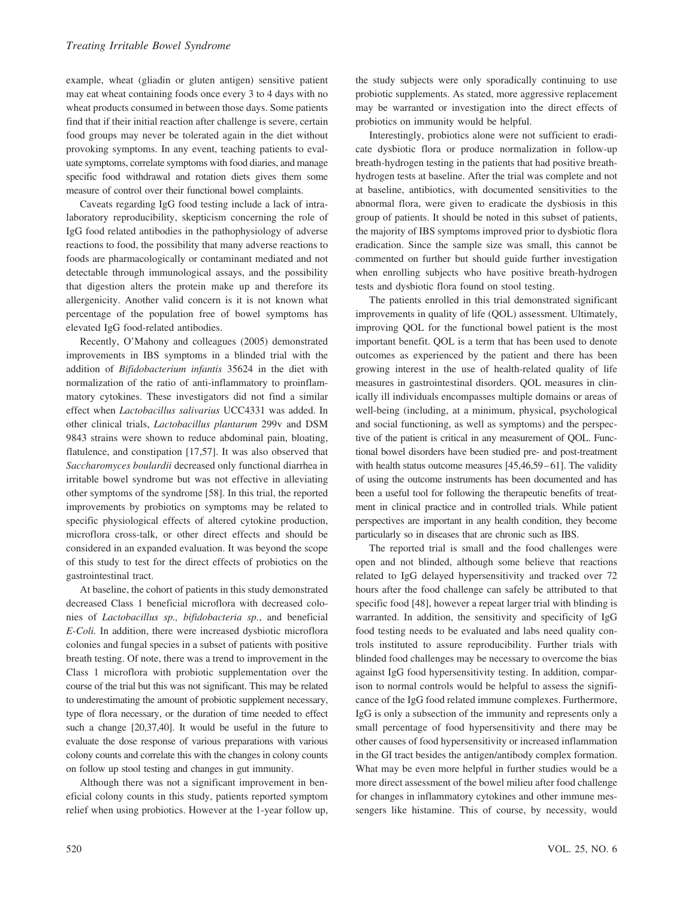example, wheat (gliadin or gluten antigen) sensitive patient may eat wheat containing foods once every 3 to 4 days with no wheat products consumed in between those days. Some patients find that if their initial reaction after challenge is severe, certain food groups may never be tolerated again in the diet without provoking symptoms. In any event, teaching patients to evaluate symptoms, correlate symptoms with food diaries, and manage specific food withdrawal and rotation diets gives them some measure of control over their functional bowel complaints.

Caveats regarding IgG food testing include a lack of intra-laboratory reproducibility, skepticism concerning the role of IgG food related antibodies in the pathophysiology of adverse reactions to food, the possibility that many adverse reactions to foods are pharmacologically or contaminant mediated and not detectable through immunological assays, and the possibility that digestion alters the protein make up and therefore its allergenicity. Another valid concern is it is not known what percentage of the population free of bowel symptoms has elevated IgG food-related antibodies.

Recently, O'Mahony and colleagues (2005) demonstrated improvements in IBS symptoms in a blinded trial with the addition of *Bifidobacterium infantis* 35624 in the diet with normalization of the ratio of anti-inflammatory to proinflammatory cytokines. These investigators did not find a similar effect when *Lactobacillus salivarius* UCC4331 was added. In other clinical trials, *Lactobacillus plantarum* 299v and DSM 9843 strains were shown to reduce abdominal pain, bloating, flatulence, and constipation [17,57]. It was also observed that *Saccharomyces boulardii* decreased only functional diarrhea in irritable bowel syndrome but was not effective in alleviating other symptoms of the syndrome [58]. In this trial, the reported improvements by probiotics on symptoms may be related to specific physiological effects of altered cytokine production, microflora cross-talk, or other direct effects and should be considered in an expanded evaluation. It was beyond the scope of this study to test for the direct effects of probiotics on the gastrointestinal tract.

At baseline, the cohort of patients in this study demonstrated decreased Class 1 beneficial microflora with decreased colonies of *Lactobacillus sp., bifidobacteria sp.*, and beneficial *E-Coli.* In addition, there were increased dysbiotic microflora colonies and fungal species in a subset of patients with positive breath testing. Of note, there was a trend to improvement in the Class 1 microflora with probiotic supplementation over the course of the trial but this was not significant. This may be related to underestimating the amount of probiotic supplement necessary, type of flora necessary, or the duration of time needed to effect such a change [20,37,40]. It would be useful in the future to evaluate the dose response of various preparations with various colony counts and correlate this with the changes in colony counts on follow up stool testing and changes in gut immunity.

Although there was not a significant improvement in beneficial colony counts in this study, patients reported symptom relief when using probiotics. However at the 1-year follow up, the study subjects were only sporadically continuing to use probiotic supplements. As stated, more aggressive replacement may be warranted or investigation into the direct effects of probiotics on immunity would be helpful.

Interestingly, probiotics alone were not sufficient to eradicate dysbiotic flora or produce normalization in follow-up breath-hydrogen testing in the patients that had positive breath-hydrogen tests at baseline. After the trial was complete and not at baseline, antibiotics, with documented sensitivities to the abnormal flora, were given to eradicate the dysbiosis in this group of patients. It should be noted in this subset of patients, the majority of IBS symptoms improved prior to dysbiotic flora eradication. Since the sample size was small, this cannot be commented on further but should guide further investigation when enrolling subjects who have positive breath-hydrogen tests and dysbiotic flora found on stool testing.

The patients enrolled in this trial demonstrated significant improvements in quality of life (QOL) assessment. Ultimately, improving QOL for the functional bowel patient is the most important benefit. QOL is a term that has been used to denote outcomes as experienced by the patient and there has been growing interest in the use of health-related quality of life measures in gastrointestinal disorders. QOL measures in clinically ill individuals encompasses multiple domains or areas of well-being (including, at a minimum, physical, psychological and social functioning, as well as symptoms) and the perspective of the patient is critical in any measurement of QOL. Functional bowel disorders have been studied pre- and post-treatment with health status outcome measures [45,46,59–61]. The validity of using the outcome instruments has been documented and has been a useful tool for following the therapeutic benefits of treatment in clinical practice and in controlled trials. While patient perspectives are important in any health condition, they become particularly so in diseases that are chronic such as IBS.

The reported trial is small and the food challenges were open and not blinded, although some believe that reactions related to IgG delayed hypersensitivity and tracked over 72 hours after the food challenge can safely be attributed to that specific food [48], however a repeat larger trial with blinding is warranted. In addition, the sensitivity and specificity of IgG food testing needs to be evaluated and labs need quality controls instituted to assure reproducibility. Further trials with blinded food challenges may be necessary to overcome the bias against IgG food hypersensitivity testing. In addition, comparison to normal controls would be helpful to assess the significance of the IgG food related immune complexes. Furthermore, IgG is only a subsection of the immunity and represents only a small percentage of food hypersensitivity and there may be other causes of food hypersensitivity or increased inflammation in the GI tract besides the antigen/antibody complex formation. What may be even more helpful in further studies would be a more direct assessment of the bowel milieu after food challenge for changes in inflammatory cytokines and other immune messengers like histamine. This of course, by necessity, would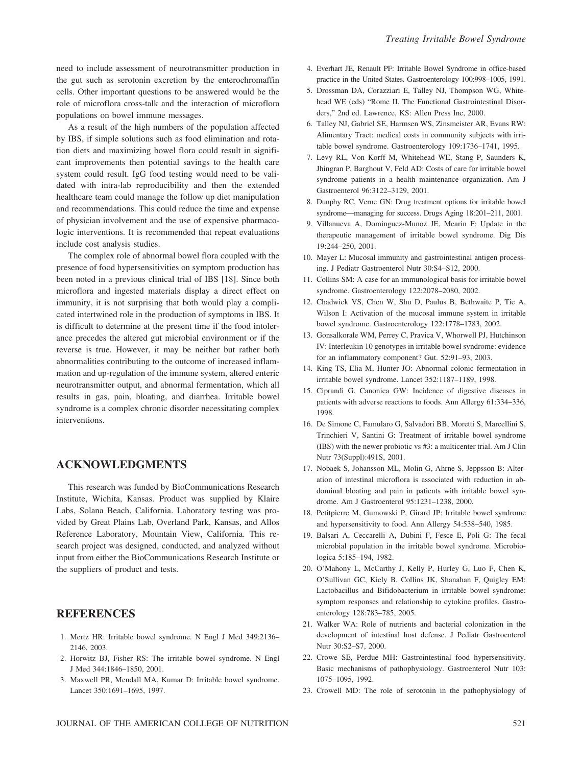need to include assessment of neurotransmitter production in the gut such as serotonin excretion by the enterochromaffin cells. Other important questions to be answered would be the role of microflora cross-talk and the interaction of microflora populations on bowel immune messages.

As a result of the high numbers of the population affected by IBS, if simple solutions such as food elimination and rotation diets and maximizing bowel flora could result in significant improvements then potential savings to the health care system could result. IgG food testing would need to be validated with intra-lab reproducibility and then the extended healthcare team could manage the follow up diet manipulation and recommendations. This could reduce the time and expense of physician involvement and the use of expensive pharmacologic interventions. It is recommended that repeat evaluations include cost analysis studies.

The complex role of abnormal bowel flora coupled with the presence of food hypersensitivities on symptom production has been noted in a previous clinical trial of IBS [18]. Since both microflora and ingested materials display a direct effect on immunity, it is not surprising that both would play a complicated intertwined role in the production of symptoms in IBS. It is difficult to determine at the present time if the food intolerance precedes the altered gut microbial environment or if the reverse is true. However, it may be neither but rather both abnormalities contributing to the outcome of increased inflammation and up-regulation of the immune system, altered enteric neurotransmitter output, and abnormal fermentation, which all results in gas, pain, bloating, and diarrhea. Irritable bowel syndrome is a complex chronic disorder necessitating complex interventions.

## ACKNOWLEDGMENTS

This research was funded by BioCommunications Research Institute, Wichita, Kansas. Product was supplied by Klaire Labs, Solana Beach, California. Laboratory testing was provided by Great Plains Lab, Overland Park, Kansas, and Allos Reference Laboratory, Mountain View, California. This research project was designed, conducted, and analyzed without input from either the BioCommunications Research Institute or the suppliers of product and tests.

## REFERENCES

1. Mertz HR: Irritable bowel syndrome. N Engl J Med 349:2136–2146, 2003.
2. Horwitz BJ, Fisher RS: The irritable bowel syndrome. N Engl J Med 344:1846–1850, 2001.
3. Maxwell PR, Mendall MA, Kumar D: Irritable bowel syndrome. Lancet 350:1691–1695, 1997.
4. Everhart JE, Renault PF: Irritable Bowel Syndrome in office-based practice in the United States. Gastroenterology 100:998–1005, 1991.
5. Drossman DA, Corazziari E, Talley NJ, Thompson WG, Whitehead WE (eds) "Rome II. The Functional Gastrointestinal Disorders," 2nd ed. Lawrence, KS: Allen Press Inc, 2000.
6. Talley NJ, Gabriel SE, Harmsen WS, Zinsmeister AR, Evans RW: Alimentary Tract: medical costs in community subjects with irritable bowel syndrome. Gastroenterology 109:1736–1741, 1995.
7. Levy RL, Von Korff M, Whitehead WE, Stang P, Saunders K, Jhingran P, Barghout V, Feld AD: Costs of care for irritable bowel syndrome patients in a health maintenance organization. Am J Gastroenterol 96:3122–3129, 2001.
8. Dunphy RC, Verne GN: Drug treatment options for irritable bowel syndrome—managing for success. Drugs Aging 18:201–211, 2001.
9. Villanueva A, Dominguez-Munoz JE, Mearin F: Update in the therapeutic management of irritable bowel syndrome. Dig Dis 19:244–250, 2001.
10. Mayer L: Mucosal immunity and gastrointestinal antigen processing. J Pediatr Gastroenterol Nutr 30:S4–S12, 2000.
11. Collins SM: A case for an immunological basis for irritable bowel syndrome. Gastroenterology 122:2078–2080, 2002.
12. Chadwick VS, Chen W, Shu D, Paulus B, Bethwaite P, Tie A, Wilson I: Activation of the mucosal immune system in irritable bowel syndrome. Gastroenterology 122:1778–1783, 2002.
13. Gonsalkorale WM, Perrey C, Pravica V, Whorwell PJ, Hutchinson IV: Interleukin 10 genotypes in irritable bowel syndrome: evidence for an inflammatory component? Gut. 52:91–93, 2003.
14. King TS, Elia M, Hunter JO: Abnormal colonic fermentation in irritable bowel syndrome. Lancet 352:1187–1189, 1998.
15. Ciprandi G, Canonica GW: Incidence of digestive diseases in patients with adverse reactions to foods. Ann Allergy 61:334–336, 1998.
16. De Simone C, Famularo G, Salvadori BB, Moretti S, Marcellini S, Trinchieri V, Santini G: Treatment of irritable bowel syndrome (IBS) with the newer probiotic vs #3: a multicenter trial. Am J Clin Nutr 73(Suppl):491S, 2001.
17. Nobaek S, Johansson ML, Molin G, Ahrne S, Jeppsson B: Alteration of intestinal microflora is associated with reduction in abdominal bloating and pain in patients with irritable bowel syndrome. Am J Gastroenterol 95:1231–1238, 2000.
18. Petitpierre M, Gumowski P, Girard JP: Irritable bowel syndrome and hypersensitivity to food. Ann Allergy 54:538–540, 1985.
19. Balsari A, Ceccarelli A, Dubini F, Fesce E, Poli G: The fecal microbial population in the irritable bowel syndrome. Microbiologica 5:185–194, 1982.
20. O'Mahony L, McCarthy J, Kelly P, Hurley G, Luo F, Chen K, O'Sullivan GC, Kiely B, Collins JK, Shanahan F, Quigley EM: Lactobacillus and Bifidobacterium in irritable bowel syndrome: symptom responses and relationship to cytokine profiles. Gastroenterology 128:783–785, 2005.
21. Walker WA: Role of nutrients and bacterial colonization in the development of intestinal host defense. J Pediatr Gastroenterol Nutr 30:S2–S7, 2000.
22. Crowe SE, Perdue MH: Gastrointestinal food hypersensitivity. Basic mechanisms of pathophysiology. Gastroenterol Nutr 103: 1075–1095, 1992.
23. Crowell MD: The role of serotonin in the pathophysiology of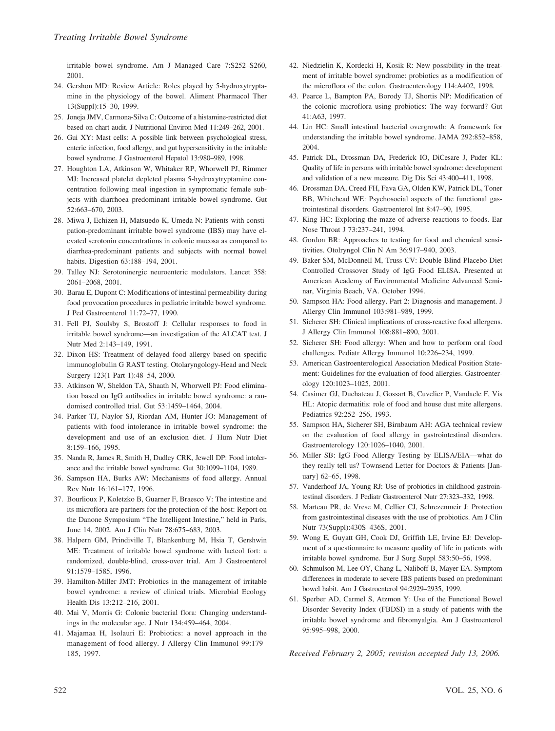irritable bowel syndrome. Am J Managed Care 7:S252–S260, 2001.

24. Gershon MD: Review Article: Roles played by 5-hydroxytryptamine in the physiology of the bowel. Aliment Pharmacol Ther 13(Suppl):15–30, 1999.
25. Joneja JMV, Carmona-Silva C: Outcome of a histamine-restricted diet based on chart audit. J Nutritional Environ Med 11:249–262, 2001.
26. Gui XY: Mast cells: A possible link between psychological stress, enteric infection, food allergy, and gut hypersensitivity in the irritable bowel syndrome. J Gastroenterol Hepatol 13:980–989, 1998.
27. Houghton LA, Atkinson W, Whitaker RP, Whorwell PJ, Rimmer MJ: Increased platelet depleted plasma 5-hydroxytryptamine concentration following meal ingestion in symptomatic female subjects with diarrhoea predominant irritable bowel syndrome. Gut 52:663–670, 2003.
28. Miwa J, Echizen H, Matsuedo K, Umeda N: Patients with constipation-predominant irritable bowel syndrome (IBS) may have elevated serotonin concentrations in colonic mucosa as compared to diarrhea-predominant patients and subjects with normal bowel habits. Digestion 63:188–194, 2001.
29. Talley NJ: Serotoninergic neuroenteric modulators. Lancet 358: 2061–2068, 2001.
30. Barau E, Dupont C: Modifications of intestinal permeability during food provocation procedures in pediatric irritable bowel syndrome. J Ped Gastroenterol 11:72–77, 1990.
31. Fell PJ, Soulsby S, Brostoff J: Cellular responses to food in irritable bowel syndrome—an investigation of the ALCAT test. J Nutr Med 2:143–149, 1991.
32. Dixon HS: Treatment of delayed food allergy based on specific immunoglobulin G RAST testing. Otolaryngology-Head and Neck Surgery 123(1-Part 1):48–54, 2000.
33. Atkinson W, Sheldon TA, Shaath N, Whorwell PJ: Food elimination based on IgG antibodies in irritable bowel syndrome: a randomised controlled trial. Gut 53:1459–1464, 2004.
34. Parker TJ, Naylor SJ, Riordan AM, Hunter JO: Management of patients with food intolerance in irritable bowel syndrome: the development and use of an exclusion diet. J Hum Nutr Diet 8:159–166, 1995.
35. Nanda R, James R, Smith H, Dudley CRK, Jewell DP: Food intolerance and the irritable bowel syndrome. Gut 30:1099–1104, 1989.
36. Sampson HA, Burks AW: Mechanisms of food allergy. Annual Rev Nutr 16:161–177, 1996.
37. Bourlioux P, Koletzko B, Guarner F, Braesco V: The intestine and its microflora are partners for the protection of the host: Report on the Danone Symposium "The Intelligent Intestine," held in Paris, June 14, 2002. Am J Clin Nutr 78:675–683, 2003.
38. Halpern GM, Prindiville T, Blankenburg M, Hsia T, Gershwin ME: Treatment of irritable bowel syndrome with lacteol fort: a randomized, double-blind, cross-over trial. Am J Gastroenterol 91:1579–1585, 1996.
39. Hamilton-Miller JMT: Probiotics in the management of irritable bowel syndrome: a review of clinical trials. Microbial Ecology Health Dis 13:212–216, 2001.
40. Mai V, Morris G: Colonic bacterial flora: Changing understandings in the molecular age. J Nutr 134:459–464, 2004.
41. Majamaa H, Isolauri E: Probiotics: a novel approach in the management of food allergy. J Allergy Clin Immunol 99:179–185, 1997.
42. Niedzielin K, Kordecki H, Kosik R: New possibility in the treatment of irritable bowel syndrome: probiotics as a modification of the microflora of the colon. Gastroenterology 114:A402, 1998.
43. Pearce L, Bampton PA, Borody TJ, Shortis NP: Modification of the colonic microflora using probiotics: The way forward? Gut 41:A63, 1997.
44. Lin HC: Small intestinal bacterial overgrowth: A framework for understanding the irritable bowel syndrome. JAMA 292:852–858, 2004.
45. Patrick DL, Drossman DA, Frederick IO, DiCesare J, Puder KL: Quality of life in persons with irritable bowel syndrome: development and validation of a new measure. Dig Dis Sci 43:400–411, 1998.
46. Drossman DA, Creed FH, Fava GA, Olden KW, Patrick DL, Toner BB, Whitehead WE: Psychosocial aspects of the functional gastrointestinal disorders. Gastroenterol Int 8:47–90, 1995.
47. King HC: Exploring the maze of adverse reactions to foods. Ear Nose Throat J 73:237–241, 1994.
48. Gordon BR: Approaches to testing for food and chemical sensitivities. Otolryngol Clin N Am 36:917–940, 2003.
49. Baker SM, McDonnell M, Truss CV: Double Blind Placebo Diet Controlled Crossover Study of IgG Food ELISA. Presented at American Academy of Environmental Medicine Advanced Seminar, Virginia Beach, VA. October 1994.
50. Sampson HA: Food allergy. Part 2: Diagnosis and management. J Allergy Clin Immunol 103:981–989, 1999.
51. Sicherer SH: Clinical implications of cross-reactive food allergens. J Allergy Clin Immunol 108:881–890, 2001.
52. Sicherer SH: Food allergy: When and how to perform oral food challenges. Pediatr Allergy Immunol 10:226–234, 1999.
53. American Gastroenterological Association Medical Position Statement: Guidelines for the evaluation of food allergies. Gastroenterology 120:1023–1025, 2001.
54. Casimer GJ, Duchateau J, Gossart B, Cuvelier P, Vandaele F, Vis HL: Atopic dermatitis: role of food and house dust mite allergens. Pediatrics 92:252–256, 1993.
55. Sampson HA, Sicherer SH, Birnbaum AH: AGA technical review on the evaluation of food allergy in gastrointestinal disorders. Gastroenterology 120:1026–1040, 2001.
56. Miller SB: IgG Food Allergy Testing by ELISA/EIA—what do they really tell us? Townsend Letter for Doctors & Patients [January] 62–65, 1998.
57. Vanderhoof JA, Young RJ: Use of probiotics in childhood gastrointestinal disorders. J Pediatr Gastroenterol Nutr 27:323–332, 1998.
58. Marteau PR, de Vrese M, Cellier CJ, Schrezenmeir J: Protection from gastrointestinal diseases with the use of probiotics. Am J Clin Nutr 73(Suppl):430S–436S, 2001.
59. Wong E, Guyatt GH, Cook DJ, Griffith LE, Irvine EJ: Development of a questionnaire to measure quality of life in patients with irritable bowel syndrome. Eur J Surg Suppl 583:50–56, 1998.
60. Schmulson M, Lee OY, Chang L, Naliboff B, Mayer EA. Symptom differences in moderate to severe IBS patients based on predominant bowel habit. Am J Gastroenterol 94:2929–2935, 1999.
61. Sperber AD, Carmel S, Atzmon Y: Use of the Functional Bowel Disorder Severity Index (FBDSI) in a study of patients with the irritable bowel syndrome and fibromyalgia. Am J Gastroenterol 95:995–998, 2000.

*Received February 2, 2005; revision accepted July 13, 2006.*